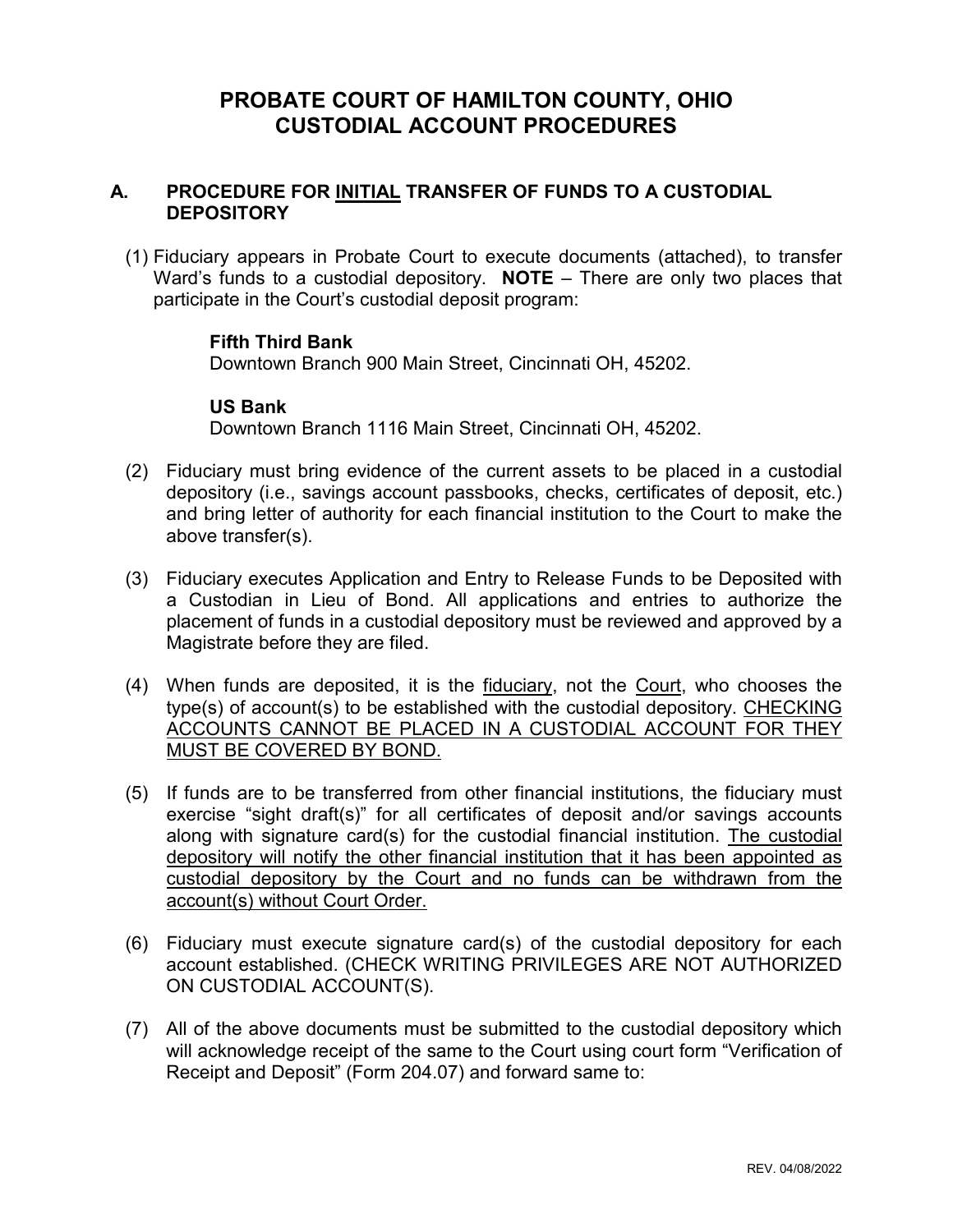# PROBATE COURT OF HAMILTON COUNTY, OHIO
# CUSTODIAL ACCOUNT PROCEDURES

## A. PROCEDURE FOR <u>INITIAL</u> TRANSFER OF FUNDS TO A CUSTODIAL DEPOSITORY

(1) Fiduciary appears in Probate Court to execute documents (attached), to transfer Ward's funds to a custodial depository. **NOTE** – There are only two places that participate in the Court's custodial deposit program:

**Fifth Third Bank**
Downtown Branch 900 Main Street, Cincinnati OH, 45202.

**US Bank**
Downtown Branch 1116 Main Street, Cincinnati OH, 45202.

(2) Fiduciary must bring evidence of the current assets to be placed in a custodial depository (i.e., savings account passbooks, checks, certificates of deposit, etc.) and bring letter of authority for each financial institution to the Court to make the above transfer(s).

(3) Fiduciary executes Application and Entry to Release Funds to be Deposited with a Custodian in Lieu of Bond. All applications and entries to authorize the placement of funds in a custodial depository must be reviewed and approved by a Magistrate before they are filed.

(4) When funds are deposited, it is the <u>fiduciary</u>, not the <u>Court</u>, who chooses the type(s) of account(s) to be established with the custodial depository. <u>CHECKING ACCOUNTS CANNOT BE PLACED IN A CUSTODIAL ACCOUNT FOR THEY MUST BE COVERED BY BOND.</u>

(5) If funds are to be transferred from other financial institutions, the fiduciary must exercise "sight draft(s)" for all certificates of deposit and/or savings accounts along with signature card(s) for the custodial financial institution. <u>The custodial depository will notify the other financial institution that it has been appointed as custodial depository by the Court and no funds can be withdrawn from the account(s) without Court Order.</u>

(6) Fiduciary must execute signature card(s) of the custodial depository for each account established. (CHECK WRITING PRIVILEGES ARE NOT AUTHORIZED ON CUSTODIAL ACCOUNT(S).

(7) All of the above documents must be submitted to the custodial depository which will acknowledge receipt of the same to the Court using court form "Verification of Receipt and Deposit" (Form 204.07) and forward same to: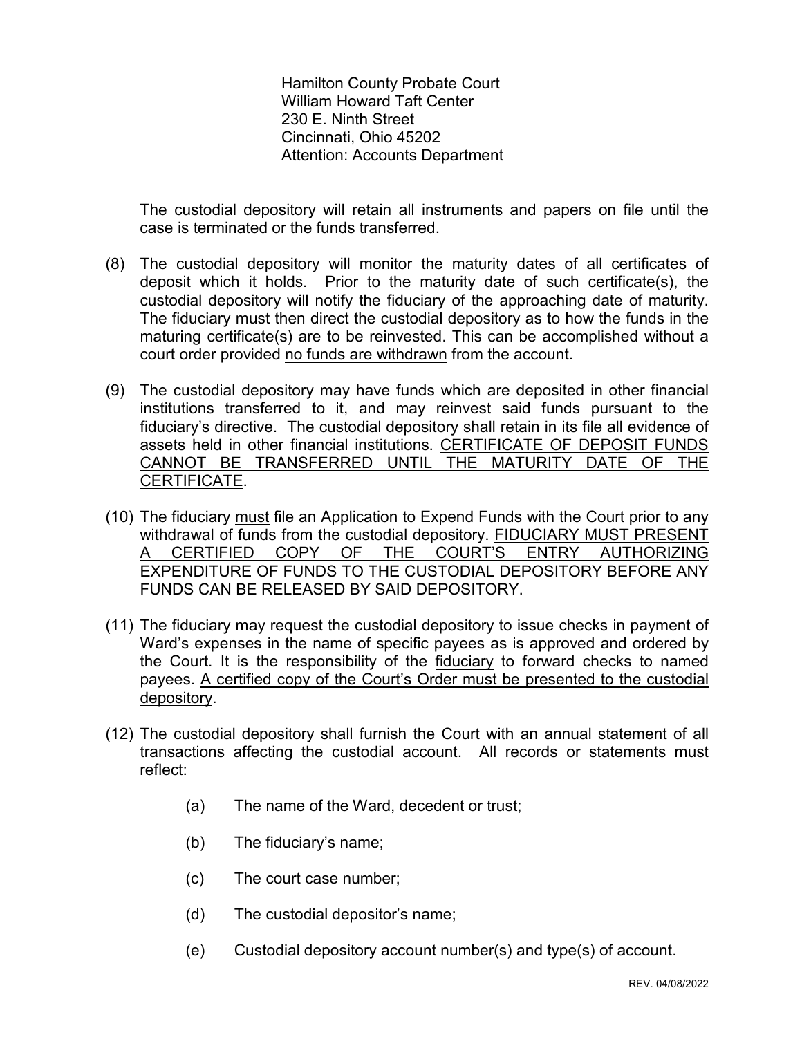Hamilton County Probate Court
William Howard Taft Center
230 E. Ninth Street
Cincinnati, Ohio 45202
Attention: Accounts Department

The custodial depository will retain all instruments and papers on file until the case is terminated or the funds transferred.

(8) The custodial depository will monitor the maturity dates of all certificates of deposit which it holds. Prior to the maturity date of such certificate(s), the custodial depository will notify the fiduciary of the approaching date of maturity. <u>The fiduciary must then direct the custodial depository as to how the funds in the maturing certificate(s) are to be reinvested</u>. This can be accomplished <u>without</u> a court order provided <u>no funds are withdrawn</u> from the account.

(9) The custodial depository may have funds which are deposited in other financial institutions transferred to it, and may reinvest said funds pursuant to the fiduciary's directive. The custodial depository shall retain in its file all evidence of assets held in other financial institutions. <u>CERTIFICATE OF DEPOSIT FUNDS CANNOT BE TRANSFERRED UNTIL THE MATURITY DATE OF THE CERTIFICATE</u>.

(10) The fiduciary <u>must</u> file an Application to Expend Funds with the Court prior to any withdrawal of funds from the custodial depository. <u>FIDUCIARY MUST PRESENT A CERTIFIED COPY OF THE COURT'S ENTRY AUTHORIZING EXPENDITURE OF FUNDS TO THE CUSTODIAL DEPOSITORY BEFORE ANY FUNDS CAN BE RELEASED BY SAID DEPOSITORY</u>.

(11) The fiduciary may request the custodial depository to issue checks in payment of Ward's expenses in the name of specific payees as is approved and ordered by the Court. It is the responsibility of the <u>fiduciary</u> to forward checks to named payees. <u>A certified copy of the Court's Order must be presented to the custodial depository</u>.

(12) The custodial depository shall furnish the Court with an annual statement of all transactions affecting the custodial account. All records or statements must reflect:

   (a) The name of the Ward, decedent or trust;

   (b) The fiduciary's name;

   (c) The court case number;

   (d) The custodial depositor's name;

   (e) Custodial depository account number(s) and type(s) of account.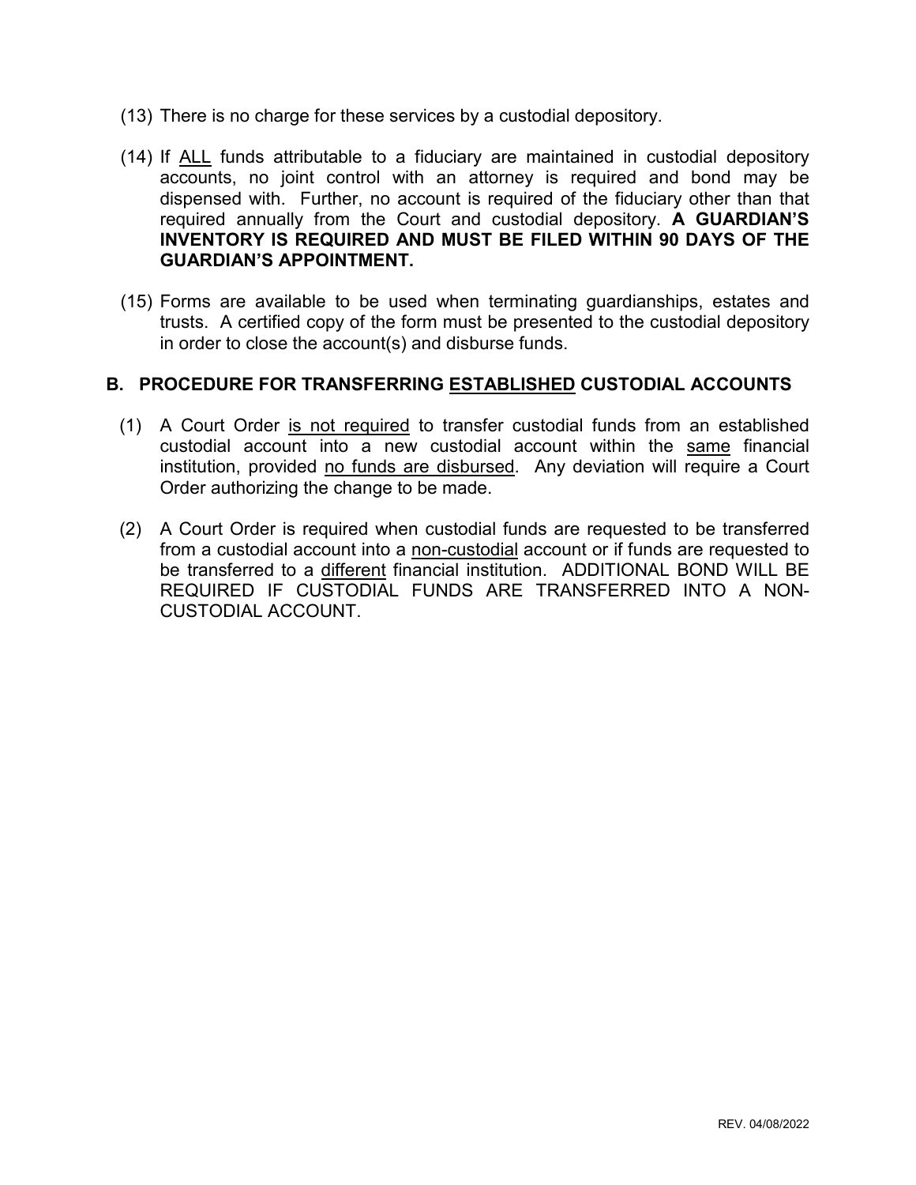(13) There is no charge for these services by a custodial depository.

(14) If ALL funds attributable to a fiduciary are maintained in custodial depository accounts, no joint control with an attorney is required and bond may be dispensed with. Further, no account is required of the fiduciary other than that required annually from the Court and custodial depository. **A GUARDIAN'S INVENTORY IS REQUIRED AND MUST BE FILED WITHIN 90 DAYS OF THE GUARDIAN'S APPOINTMENT.**

(15) Forms are available to be used when terminating guardianships, estates and trusts. A certified copy of the form must be presented to the custodial depository in order to close the account(s) and disburse funds.

## B. PROCEDURE FOR TRANSFERRING ESTABLISHED CUSTODIAL ACCOUNTS

(1) A Court Order is not required to transfer custodial funds from an established custodial account into a new custodial account within the same financial institution, provided no funds are disbursed. Any deviation will require a Court Order authorizing the change to be made.

(2) A Court Order is required when custodial funds are requested to be transferred from a custodial account into a non-custodial account or if funds are requested to be transferred to a different financial institution. ADDITIONAL BOND WILL BE REQUIRED IF CUSTODIAL FUNDS ARE TRANSFERRED INTO A NON-CUSTODIAL ACCOUNT.

REV. 04/08/2022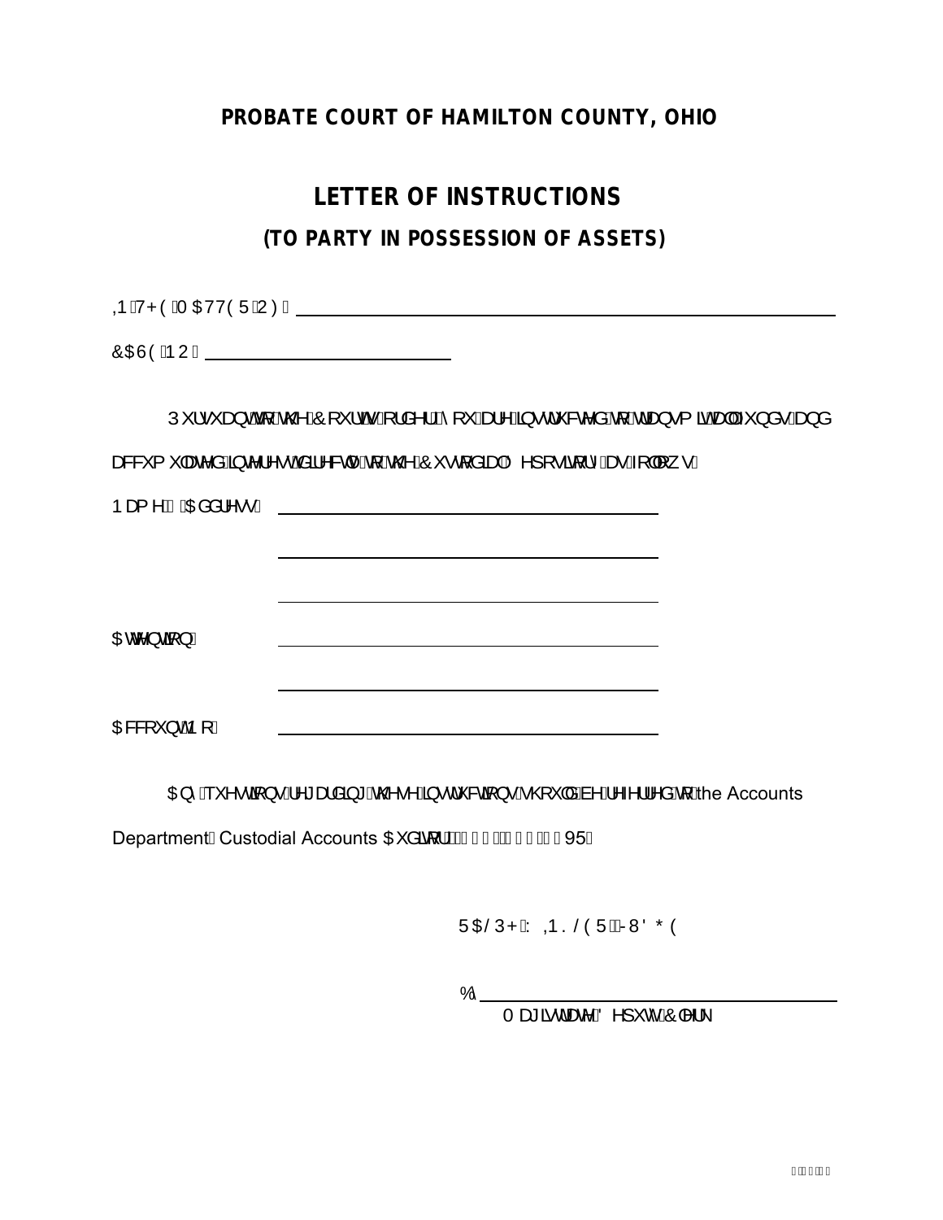**PROBATE COURT OF HAMILTON COUNTY, OHIO**

# LETTER OF INSTRUCTIONS

## (TO PARTY IN POSSESSION OF ASSETS)

IN THE MATTER OF: ______________________________________________

CASE NO. ______________________

Pursuant to the Court's order, you are instructed to transmit all funds and accumulated interest directly to the Custodial Depository as follows:

Name & Address: ______________________________________

______________________________________

______________________________________

Attention: ______________________________________

______________________________________

Account No.: ______________________________________

Any questions regarding these instructions should be referred to the Accounts Department, Custodial Accounts Auditor, VR.

RALPH WINKLER, JUDGE

By ______________________________________
Magistrate/Deputy Clerk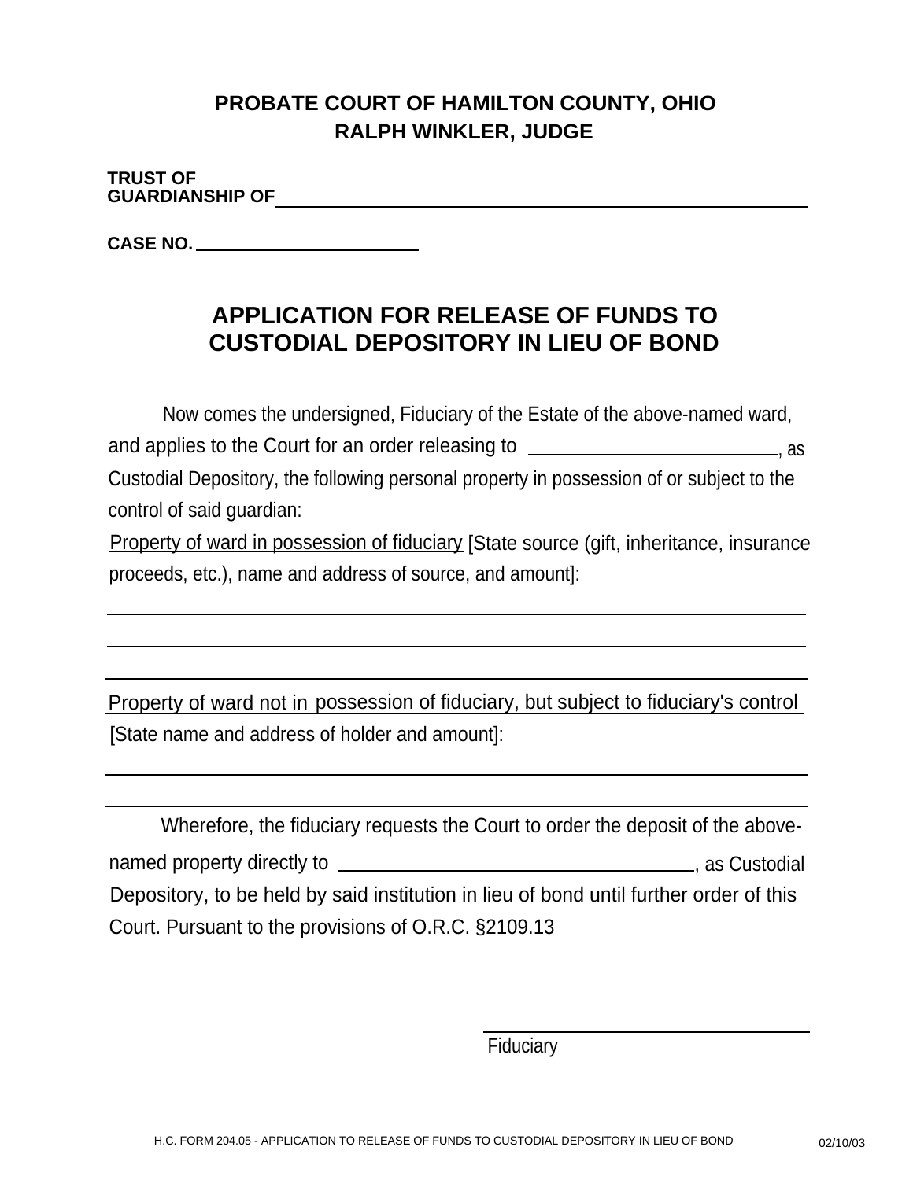# PROBATE COURT OF HAMILTON COUNTY, OHIO
## RALPH WINKLER, JUDGE

**TRUST OF**
**GUARDIANSHIP OF** ______________________________________________

**CASE NO.** ____________________

## APPLICATION FOR RELEASE OF FUNDS TO CUSTODIAL DEPOSITORY IN LIEU OF BOND

Now comes the undersigned, Fiduciary of the Estate of the above-named ward, and applies to the Court for an order releasing to ______________________, as Custodial Depository, the following personal property in possession of or subject to the control of said guardian:

Property of ward in possession of fiduciary [State source (gift, inheritance, insurance proceeds, etc.), name and address of source, and amount]:

______________________________________________________________________

______________________________________________________________________

______________________________________________________________________

Property of ward not in possession of fiduciary, but subject to fiduciary's control [State name and address of holder and amount]:

______________________________________________________________________

______________________________________________________________________

Wherefore, the fiduciary requests the Court to order the deposit of the above-named property directly to ______________________________, as Custodial Depository, to be held by said institution in lieu of bond until further order of this Court. Pursuant to the provisions of O.R.C. §2109.13

______________________________
Fiduciary

H.C. FORM 204.05 - APPLICATION TO RELEASE OF FUNDS TO CUSTODIAL DEPOSITORY IN LIEU OF BOND 02/10/03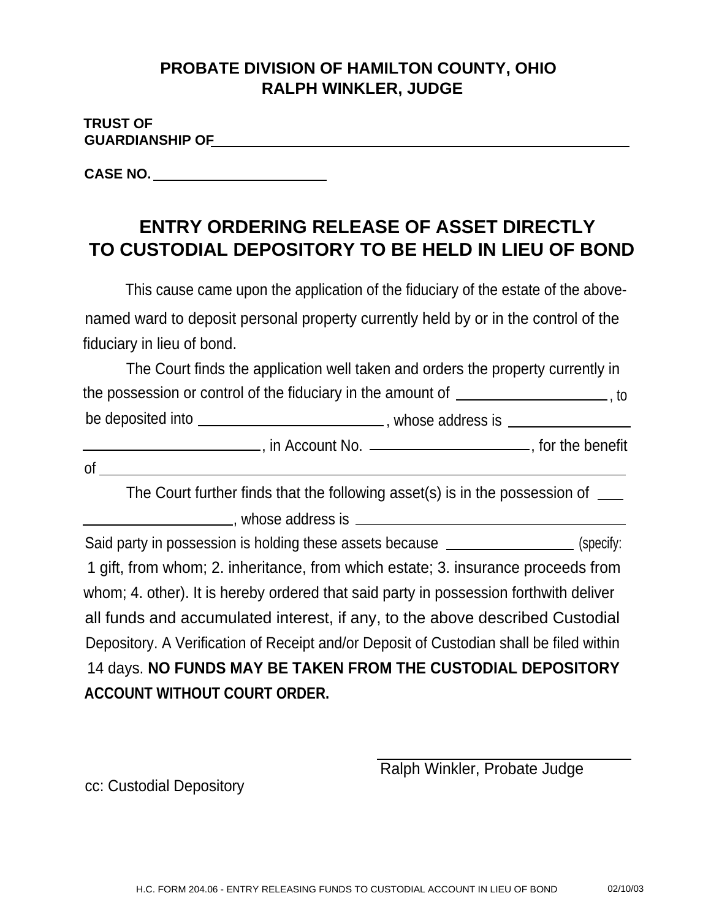**PROBATE DIVISION OF HAMILTON COUNTY, OHIO**
**RALPH WINKLER, JUDGE**

**TRUST OF**
**GUARDIANSHIP OF** ______________________________________________

**CASE NO.** ______________________

# ENTRY ORDERING RELEASE OF ASSET DIRECTLY TO CUSTODIAL DEPOSITORY TO BE HELD IN LIEU OF BOND

This cause came upon the application of the fiduciary of the estate of the above-named ward to deposit personal property currently held by or in the control of the fiduciary in lieu of bond.

The Court finds the application well taken and orders the property currently in the possession or control of the fiduciary in the amount of ____________________, to be deposited into ________________________, whose address is ________________ ________________________, in Account No. ____________________, for the benefit of ______________________________________________________________

The Court further finds that the following asset(s) is in the possession of ___ ____________________, whose address is ______________________________________ Said party in possession is holding these assets because ________________ (specify: 1 gift, from whom; 2. inheritance, from which estate; 3. insurance proceeds from whom; 4. other). It is hereby ordered that said party in possession forthwith deliver all funds and accumulated interest, if any, to the above described Custodial Depository. A Verification of Receipt and/or Deposit of Custodian shall be filed within 14 days. **NO FUNDS MAY BE TAKEN FROM THE CUSTODIAL DEPOSITORY ACCOUNT WITHOUT COURT ORDER.**

______________________________
Ralph Winkler, Probate Judge

cc: Custodial Depository

H.C. FORM 204.06 - ENTRY RELEASING FUNDS TO CUSTODIAL ACCOUNT IN LIEU OF BOND 02/10/03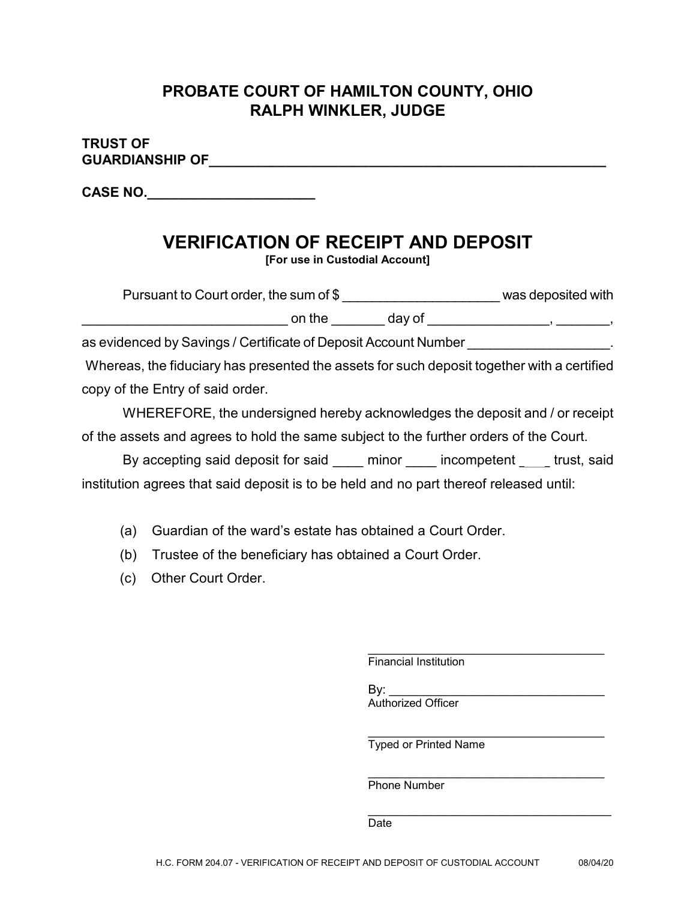**PROBATE COURT OF HAMILTON COUNTY, OHIO**
**RALPH WINKLER, JUDGE**

**TRUST OF**
**GUARDIANSHIP OF**\_\_\_\_\_\_\_\_\_\_\_\_\_\_\_\_\_\_\_\_\_\_\_\_\_\_\_\_\_\_\_\_\_\_\_\_\_\_\_\_\_\_\_\_\_\_\_\_\_\_\_\_\_\_

**CASE NO.**\_\_\_\_\_\_\_\_\_\_\_\_\_\_\_\_\_\_\_\_\_\_

# VERIFICATION OF RECEIPT AND DEPOSIT

**[For use in Custodial Account]**

Pursuant to Court order, the sum of $ \_\_\_\_\_\_\_\_\_\_\_\_\_\_\_\_\_\_\_\_ was deposited with \_\_\_\_\_\_\_\_\_\_\_\_\_\_\_\_\_\_\_\_\_\_\_\_\_\_\_ on the \_\_\_\_\_\_\_ day of \_\_\_\_\_\_\_\_\_\_\_\_\_\_\_\_, \_\_\_\_\_\_\_, as evidenced by Savings / Certificate of Deposit Account Number \_\_\_\_\_\_\_\_\_\_\_\_\_\_\_\_\_\_. Whereas, the fiduciary has presented the assets for such deposit together with a certified copy of the Entry of said order.

WHEREFORE, the undersigned hereby acknowledges the deposit and / or receipt of the assets and agrees to hold the same subject to the further orders of the Court.

By accepting said deposit for said \_\_\_\_ minor \_\_\_\_ incompetent \_\_\_\_ trust, said institution agrees that said deposit is to be held and no part thereof released until:

(a) Guardian of the ward's estate has obtained a Court Order.

(b) Trustee of the beneficiary has obtained a Court Order.

(c) Other Court Order.

\_\_\_\_\_\_\_\_\_\_\_\_\_\_\_\_\_\_\_\_\_\_\_\_\_\_\_\_\_\_\_\_\_\_\_\_
Financial Institution

By: \_\_\_\_\_\_\_\_\_\_\_\_\_\_\_\_\_\_\_\_\_\_\_\_\_\_\_\_\_\_\_\_
Authorized Officer

\_\_\_\_\_\_\_\_\_\_\_\_\_\_\_\_\_\_\_\_\_\_\_\_\_\_\_\_\_\_\_\_\_\_\_\_
Typed or Printed Name

\_\_\_\_\_\_\_\_\_\_\_\_\_\_\_\_\_\_\_\_\_\_\_\_\_\_\_\_\_\_\_\_\_\_\_\_
Phone Number

\_\_\_\_\_\_\_\_\_\_\_\_\_\_\_\_\_\_\_\_\_\_\_\_\_\_\_\_\_\_\_\_\_\_\_\_
Date

H.C. FORM 204.07 - VERIFICATION OF RECEIPT AND DEPOSIT OF CUSTODIAL ACCOUNT 08/04/20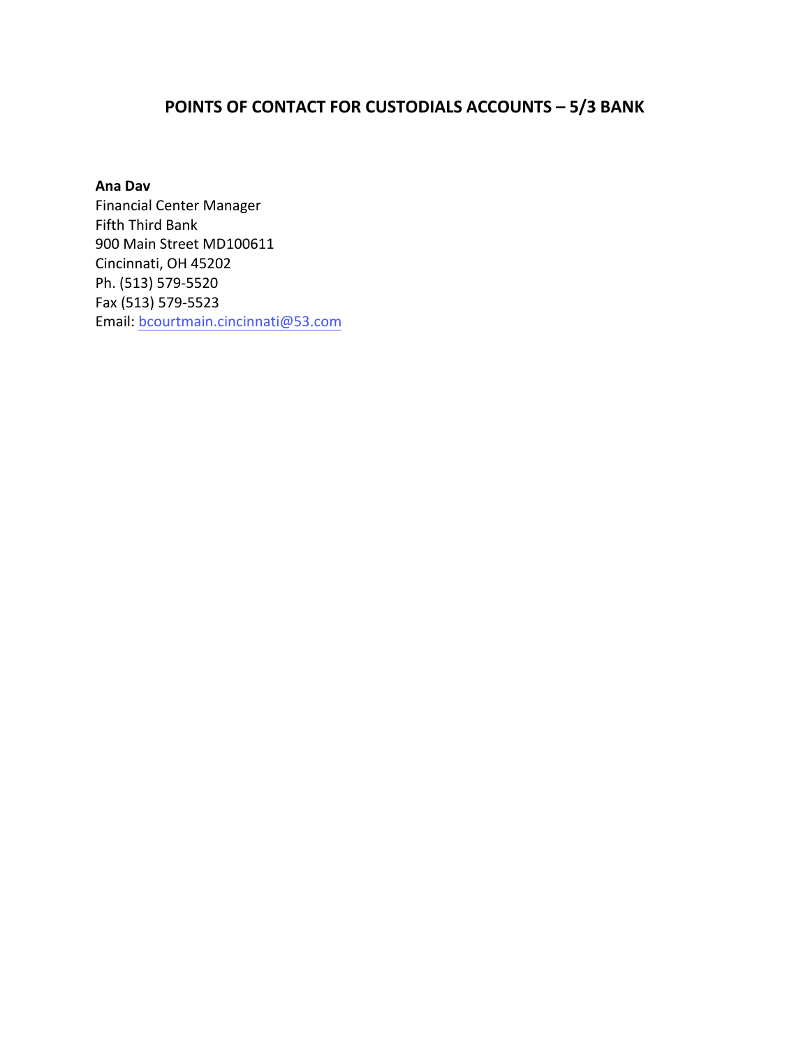# POINTS OF CONTACT FOR CUSTODIALS ACCOUNTS – 5/3 BANK

**Ana Dav**
Financial Center Manager
Fifth Third Bank
900 Main Street MD100611
Cincinnati, OH 45202
Ph. (513) 579-5520
Fax (513) 579-5523
Email: bcourtmain.cincinnati@53.com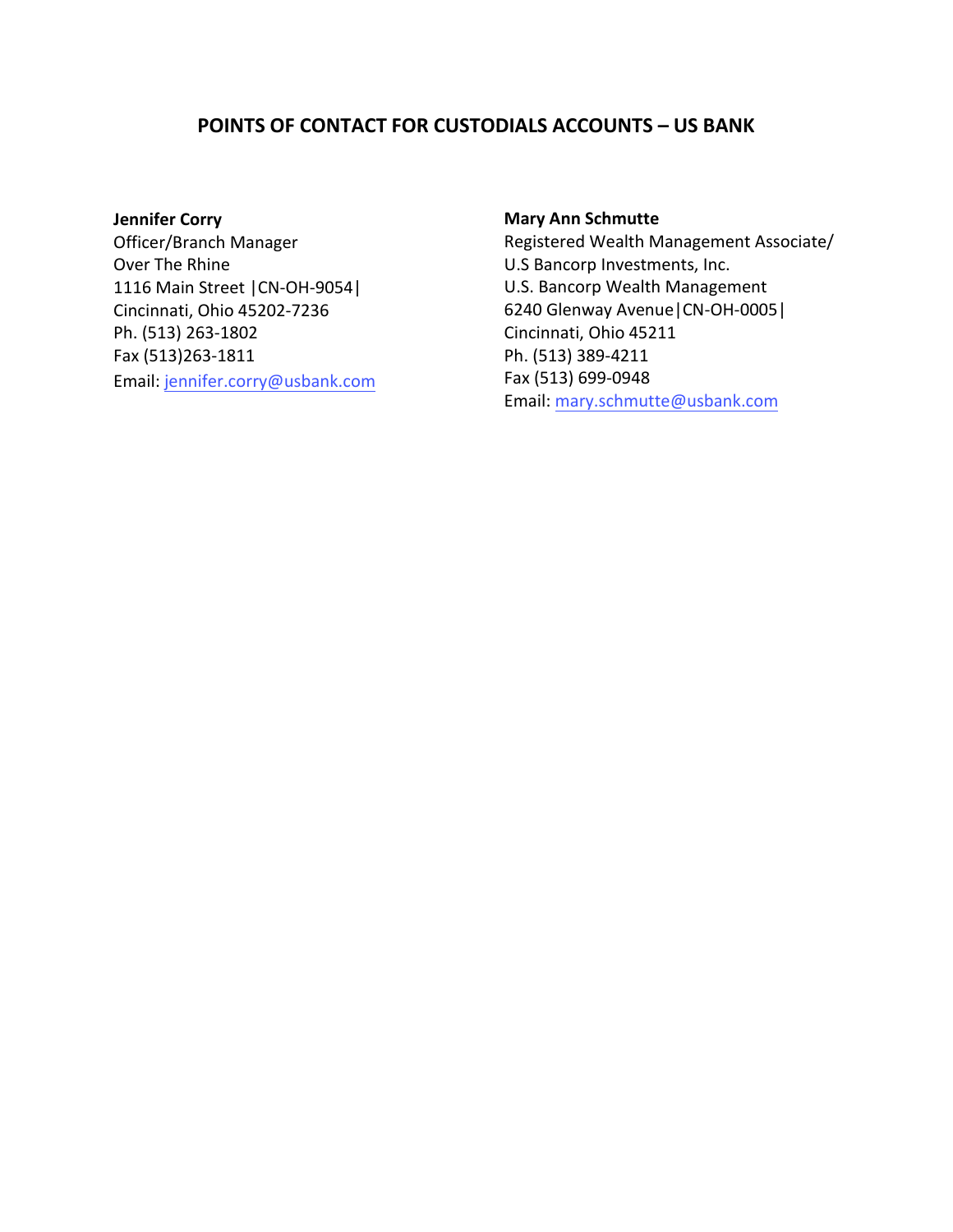# POINTS OF CONTACT FOR CUSTODIALS ACCOUNTS – US BANK

**Jennifer Corry**
Officer/Branch Manager
Over The Rhine
1116 Main Street |CN-OH-9054|
Cincinnati, Ohio 45202-7236
Ph. (513) 263-1802
Fax (513)263-1811
Email: jennifer.corry@usbank.com

**Mary Ann Schmutte**
Registered Wealth Management Associate/
U.S Bancorp Investments, Inc.
U.S. Bancorp Wealth Management
6240 Glenway Avenue|CN-OH-0005|
Cincinnati, Ohio 45211
Ph. (513) 389-4211
Fax (513) 699-0948
Email: mary.schmutte@usbank.com